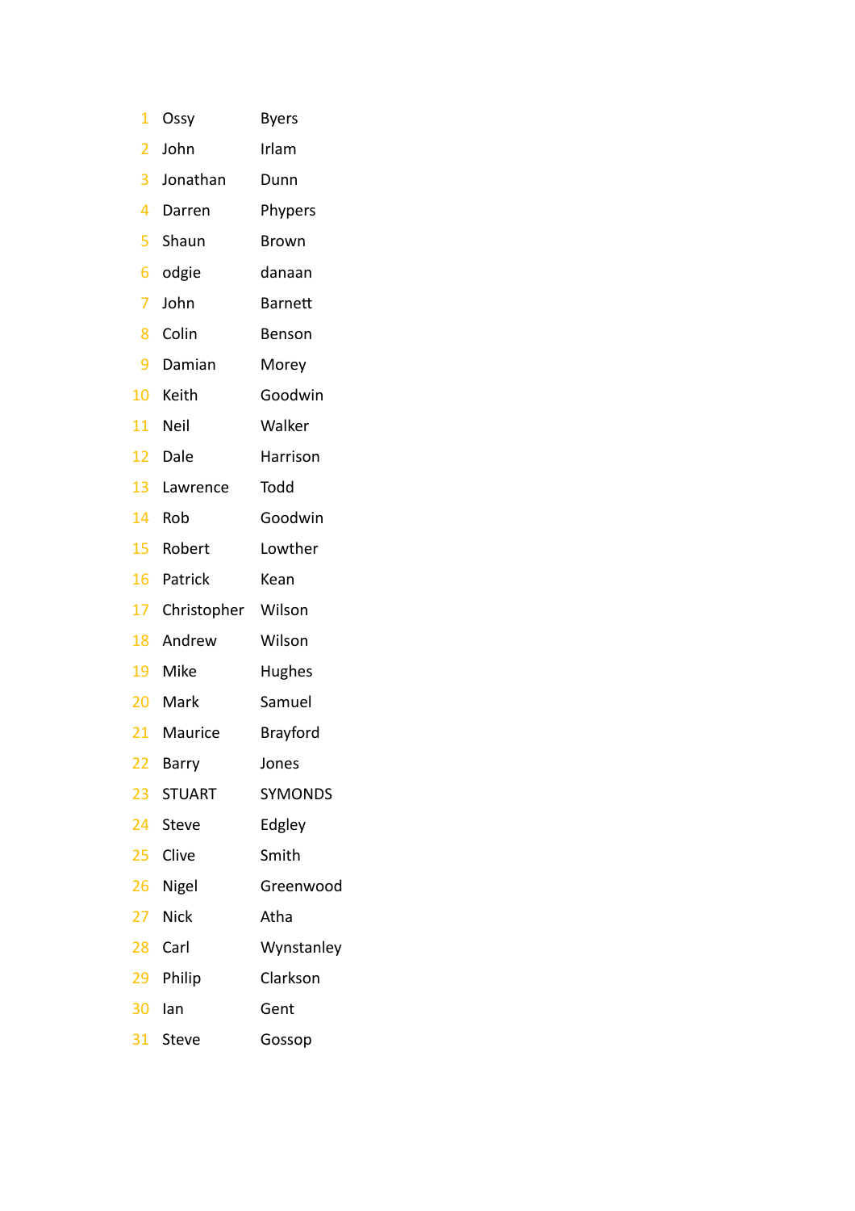| | | |
|---|---|---|
| 1 | Ossy | Byers |
| 2 | John | Irlam |
| 3 | Jonathan | Dunn |
| 4 | Darren | Phypers |
| 5 | Shaun | Brown |
| 6 | odgie | danaan |
| 7 | John | Barnett |
| 8 | Colin | Benson |
| 9 | Damian | Morey |
| 10 | Keith | Goodwin |
| 11 | Neil | Walker |
| 12 | Dale | Harrison |
| 13 | Lawrence | Todd |
| 14 | Rob | Goodwin |
| 15 | Robert | Lowther |
| 16 | Patrick | Kean |
| 17 | Christopher | Wilson |
| 18 | Andrew | Wilson |
| 19 | Mike | Hughes |
| 20 | Mark | Samuel |
| 21 | Maurice | Brayford |
| 22 | Barry | Jones |
| 23 | STUART | SYMONDS |
| 24 | Steve | Edgley |
| 25 | Clive | Smith |
| 26 | Nigel | Greenwood |
| 27 | Nick | Atha |
| 28 | Carl | Wynstanley |
| 29 | Philip | Clarkson |
| 30 | Ian | Gent |
| 31 | Steve | Gossop |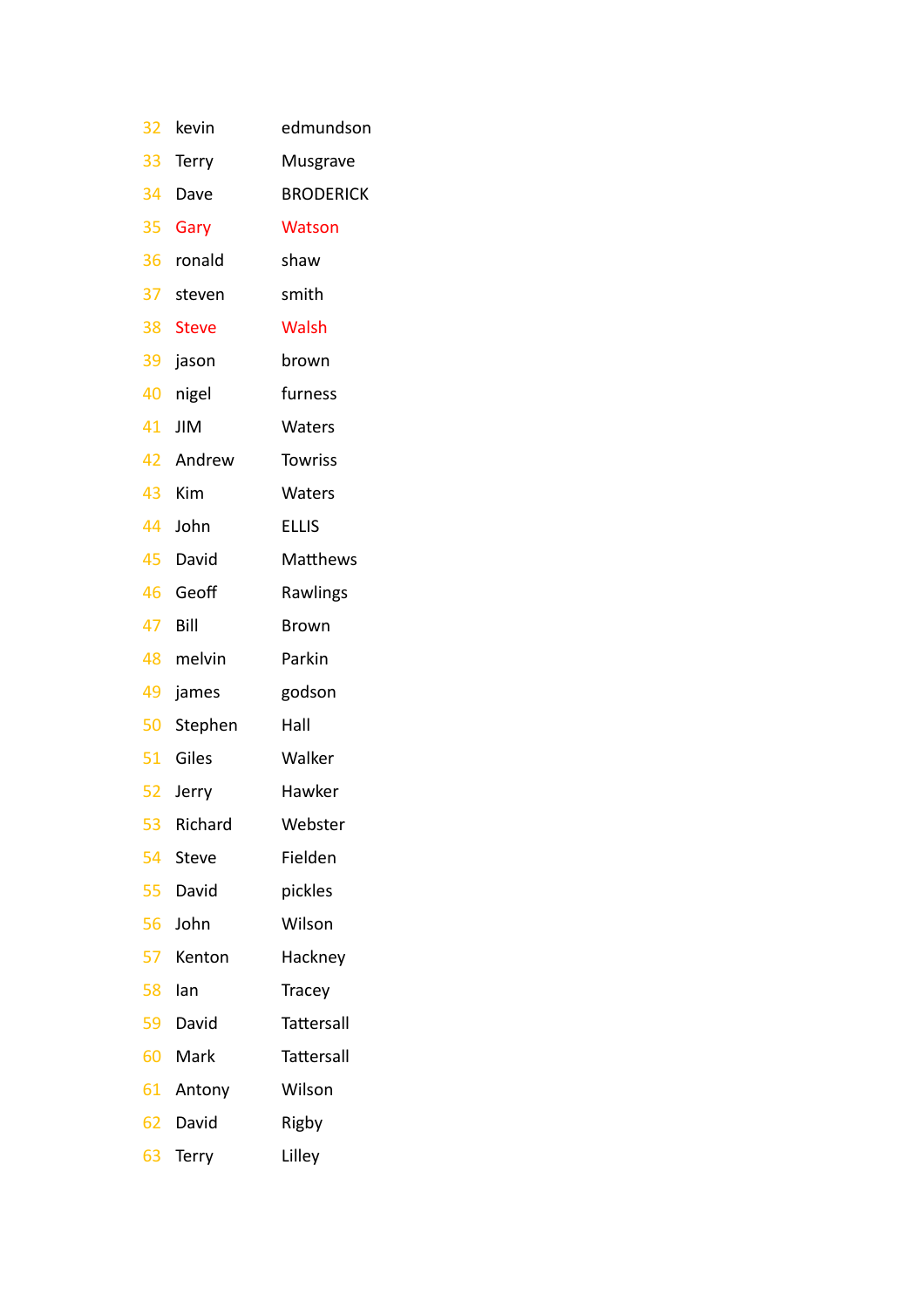| | | |
|---|---|---|
| 32 | kevin | edmundson |
| 33 | Terry | Musgrave |
| 34 | Dave | BRODERICK |
| 35 | Gary | Watson |
| 36 | ronald | shaw |
| 37 | steven | smith |
| 38 | Steve | Walsh |
| 39 | jason | brown |
| 40 | nigel | furness |
| 41 | JIM | Waters |
| 42 | Andrew | Towriss |
| 43 | Kim | Waters |
| 44 | John | ELLIS |
| 45 | David | Matthews |
| 46 | Geoff | Rawlings |
| 47 | Bill | Brown |
| 48 | melvin | Parkin |
| 49 | james | godson |
| 50 | Stephen | Hall |
| 51 | Giles | Walker |
| 52 | Jerry | Hawker |
| 53 | Richard | Webster |
| 54 | Steve | Fielden |
| 55 | David | pickles |
| 56 | John | Wilson |
| 57 | Kenton | Hackney |
| 58 | Ian | Tracey |
| 59 | David | Tattersall |
| 60 | Mark | Tattersall |
| 61 | Antony | Wilson |
| 62 | David | Rigby |
| 63 | Terry | Lilley |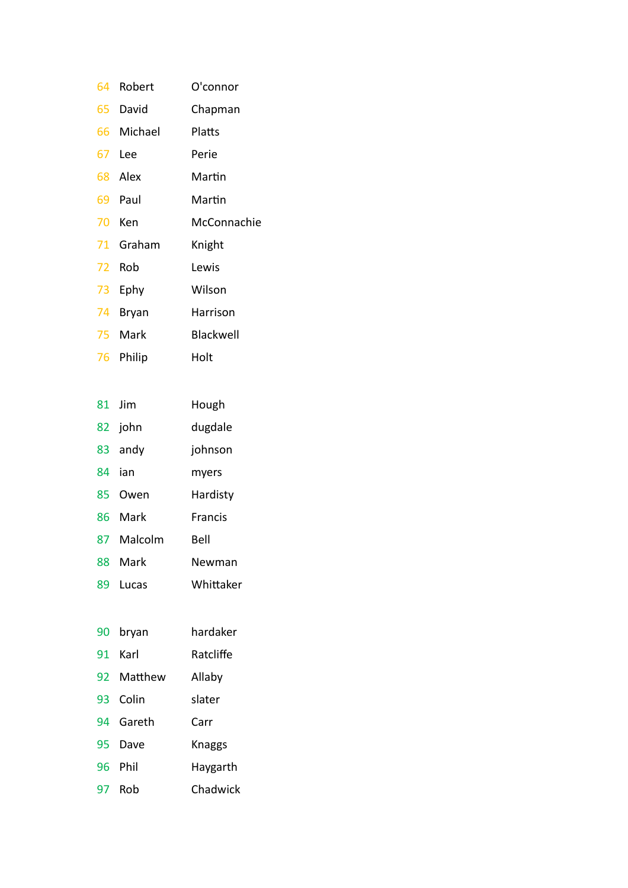| | | |
|---|---|---|
| 64 | Robert | O'connor |
| 65 | David | Chapman |
| 66 | Michael | Platts |
| 67 | Lee | Perie |
| 68 | Alex | Martin |
| 69 | Paul | Martin |
| 70 | Ken | McConnachie |
| 71 | Graham | Knight |
| 72 | Rob | Lewis |
| 73 | Ephy | Wilson |
| 74 | Bryan | Harrison |
| 75 | Mark | Blackwell |
| 76 | Philip | Holt |

| | | |
|---|---|---|
| 81 | Jim | Hough |
| 82 | john | dugdale |
| 83 | andy | johnson |
| 84 | ian | myers |
| 85 | Owen | Hardisty |
| 86 | Mark | Francis |
| 87 | Malcolm | Bell |
| 88 | Mark | Newman |
| 89 | Lucas | Whittaker |

| | | |
|---|---|---|
| 90 | bryan | hardaker |
| 91 | Karl | Ratcliffe |
| 92 | Matthew | Allaby |
| 93 | Colin | slater |
| 94 | Gareth | Carr |
| 95 | Dave | Knaggs |
| 96 | Phil | Haygarth |
| 97 | Rob | Chadwick |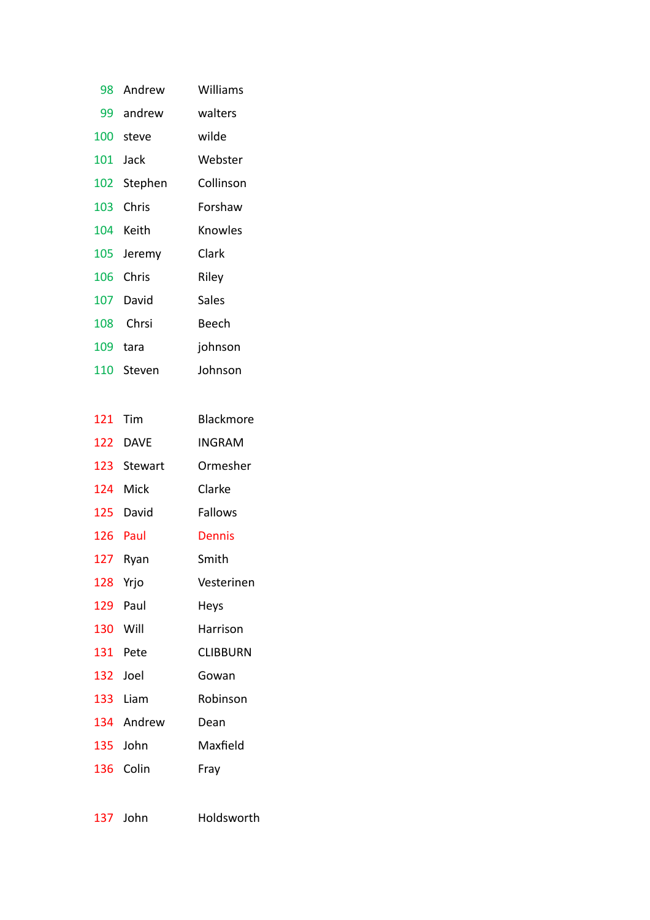| | | |
|---|---|---|
| 98 | Andrew | Williams |
| 99 | andrew | walters |
| 100 | steve | wilde |
| 101 | Jack | Webster |
| 102 | Stephen | Collinson |
| 103 | Chris | Forshaw |
| 104 | Keith | Knowles |
| 105 | Jeremy | Clark |
| 106 | Chris | Riley |
| 107 | David | Sales |
| 108 | Chrsi | Beech |
| 109 | tara | johnson |
| 110 | Steven | Johnson |

| | | |
|---|---|---|
| 121 | Tim | Blackmore |
| 122 | DAVE | INGRAM |
| 123 | Stewart | Ormesher |
| 124 | Mick | Clarke |
| 125 | David | Fallows |
| 126 | Paul | Dennis |
| 127 | Ryan | Smith |
| 128 | Yrjo | Vesterinen |
| 129 | Paul | Heys |
| 130 | Will | Harrison |
| 131 | Pete | CLIBBURN |
| 132 | Joel | Gowan |
| 133 | Liam | Robinson |
| 134 | Andrew | Dean |
| 135 | John | Maxfield |
| 136 | Colin | Fray |

| | | |
|---|---|---|
| 137 | John | Holdsworth |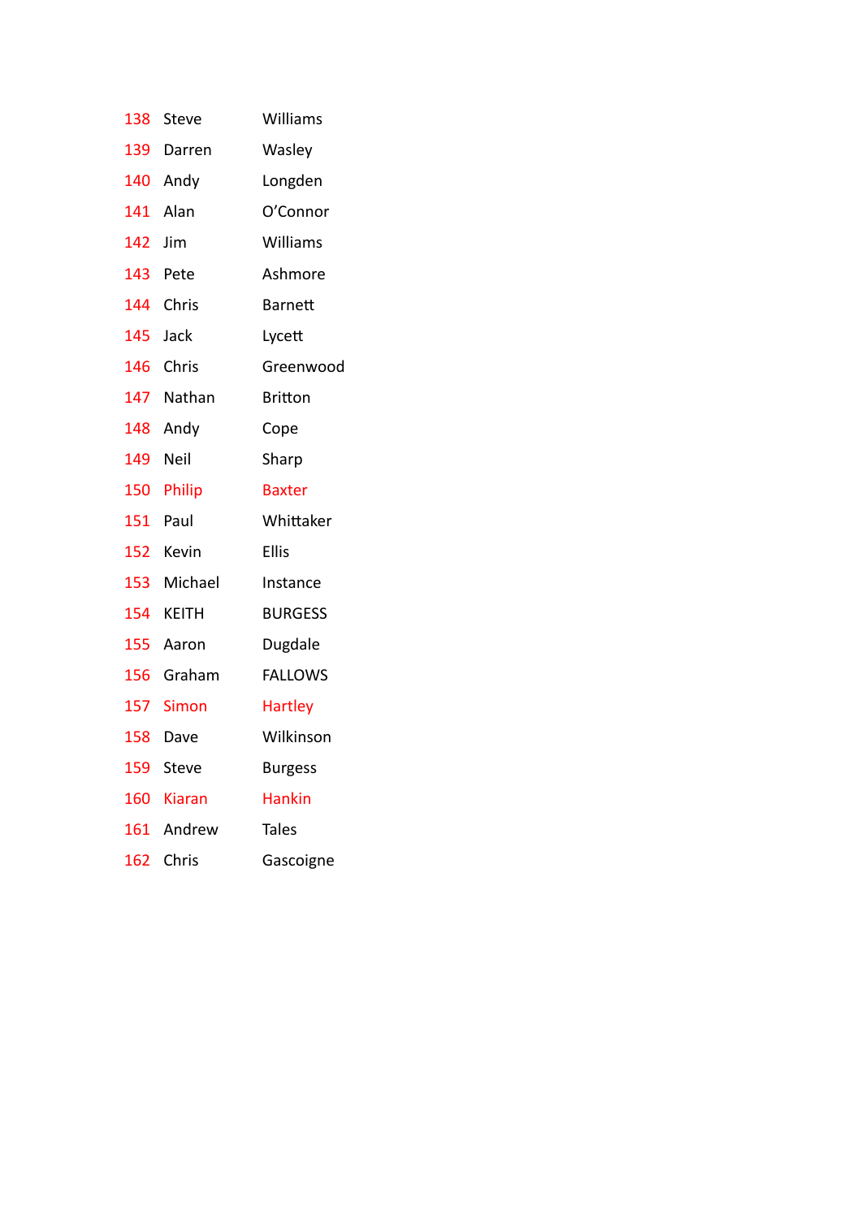| | | |
|---|---|---|
| 138 | Steve | Williams |
| 139 | Darren | Wasley |
| 140 | Andy | Longden |
| 141 | Alan | O'Connor |
| 142 | Jim | Williams |
| 143 | Pete | Ashmore |
| 144 | Chris | Barnett |
| 145 | Jack | Lycett |
| 146 | Chris | Greenwood |
| 147 | Nathan | Britton |
| 148 | Andy | Cope |
| 149 | Neil | Sharp |
| 150 | Philip | Baxter |
| 151 | Paul | Whittaker |
| 152 | Kevin | Ellis |
| 153 | Michael | Instance |
| 154 | KEITH | BURGESS |
| 155 | Aaron | Dugdale |
| 156 | Graham | FALLOWS |
| 157 | Simon | Hartley |
| 158 | Dave | Wilkinson |
| 159 | Steve | Burgess |
| 160 | Kiaran | Hankin |
| 161 | Andrew | Tales |
| 162 | Chris | Gascoigne |